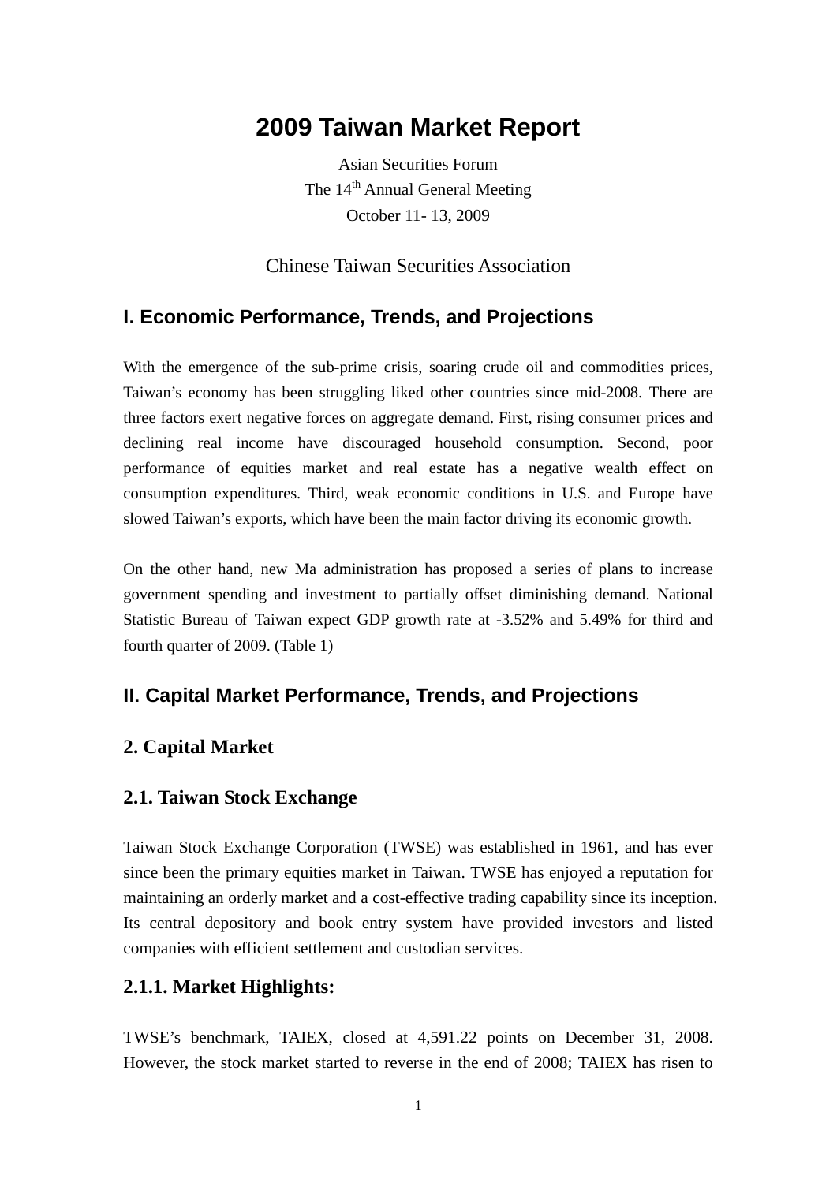# 2009 Taiwan Market Report

Asian Securities Forum
The 14th Annual General Meeting
October 11- 13, 2009

Chinese Taiwan Securities Association

## I. Economic Performance, Trends, and Projections

With the emergence of the sub-prime crisis, soaring crude oil and commodities prices, Taiwan's economy has been struggling liked other countries since mid-2008. There are three factors exert negative forces on aggregate demand. First, rising consumer prices and declining real income have discouraged household consumption. Second, poor performance of equities market and real estate has a negative wealth effect on consumption expenditures. Third, weak economic conditions in U.S. and Europe have slowed Taiwan's exports, which have been the main factor driving its economic growth.

On the other hand, new Ma administration has proposed a series of plans to increase government spending and investment to partially offset diminishing demand. National Statistic Bureau of Taiwan expect GDP growth rate at -3.52% and 5.49% for third and fourth quarter of 2009. (Table 1)

## II. Capital Market Performance, Trends, and Projections

### 2. Capital Market

### 2.1. Taiwan Stock Exchange

Taiwan Stock Exchange Corporation (TWSE) was established in 1961, and has ever since been the primary equities market in Taiwan. TWSE has enjoyed a reputation for maintaining an orderly market and a cost-effective trading capability since its inception. Its central depository and book entry system have provided investors and listed companies with efficient settlement and custodian services.

### 2.1.1. Market Highlights:

TWSE's benchmark, TAIEX, closed at 4,591.22 points on December 31, 2008. However, the stock market started to reverse in the end of 2008; TAIEX has risen to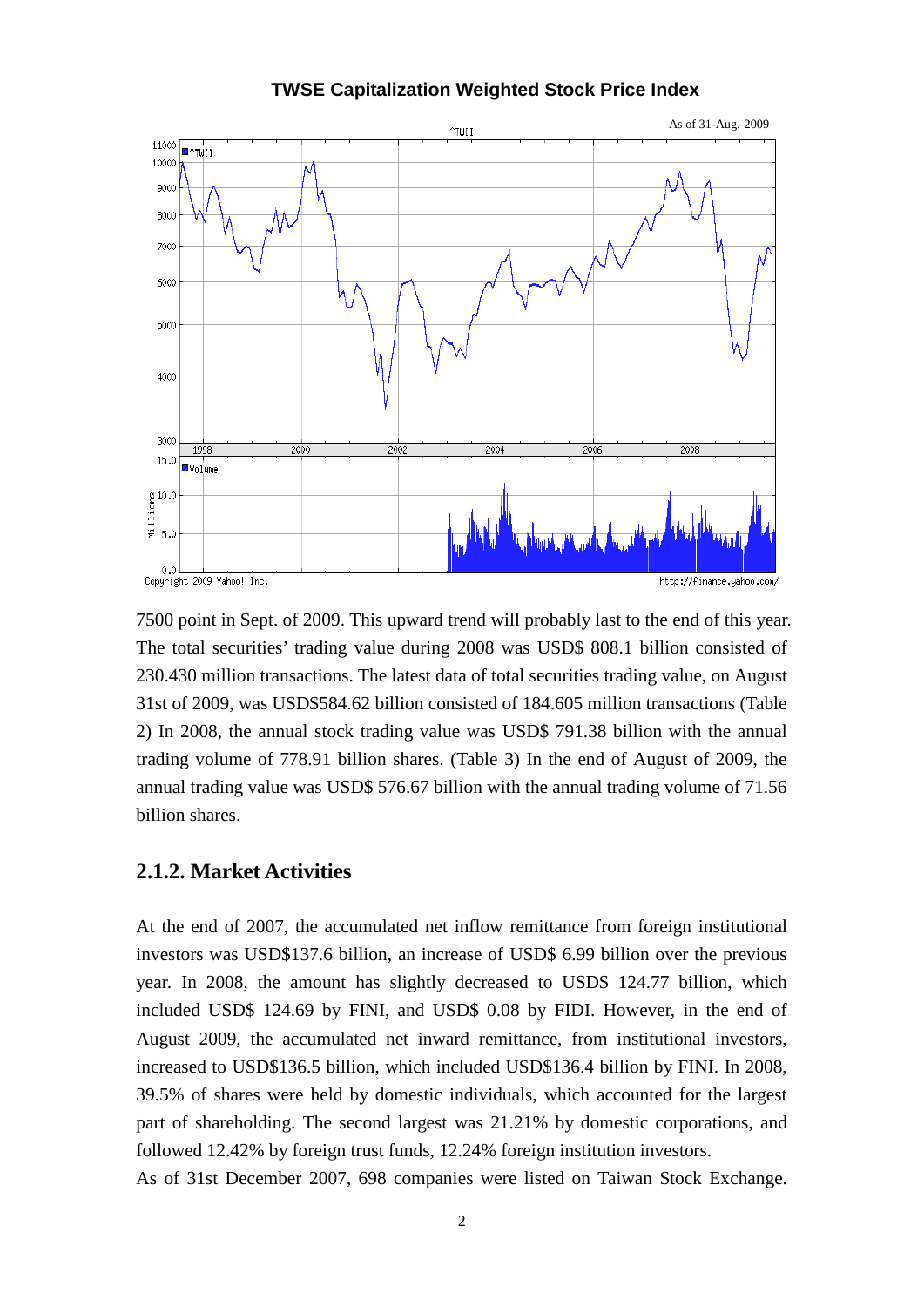**TWSE Capitalization Weighted Stock Price Index**

7500 point in Sept. of 2009. This upward trend will probably last to the end of this year. The total securities' trading value during 2008 was USD$ 808.1 billion consisted of 230.430 million transactions. The latest data of total securities trading value, on August 31st of 2009, was USD$584.62 billion consisted of 184.605 million transactions (Table 2) In 2008, the annual stock trading value was USD$ 791.38 billion with the annual trading volume of 778.91 billion shares. (Table 3) In the end of August of 2009, the annual trading value was USD$ 576.67 billion with the annual trading volume of 71.56 billion shares.

## 2.1.2. Market Activities

At the end of 2007, the accumulated net inflow remittance from foreign institutional investors was USD$137.6 billion, an increase of USD$ 6.99 billion over the previous year. In 2008, the amount has slightly decreased to USD$ 124.77 billion, which included USD$ 124.69 by FINI, and USD$ 0.08 by FIDI. However, in the end of August 2009, the accumulated net inward remittance, from institutional investors, increased to USD$136.5 billion, which included USD$136.4 billion by FINI. In 2008, 39.5% of shares were held by domestic individuals, which accounted for the largest part of shareholding. The second largest was 21.21% by domestic corporations, and followed 12.42% by foreign trust funds, 12.24% foreign institution investors.

As of 31st December 2007, 698 companies were listed on Taiwan Stock Exchange.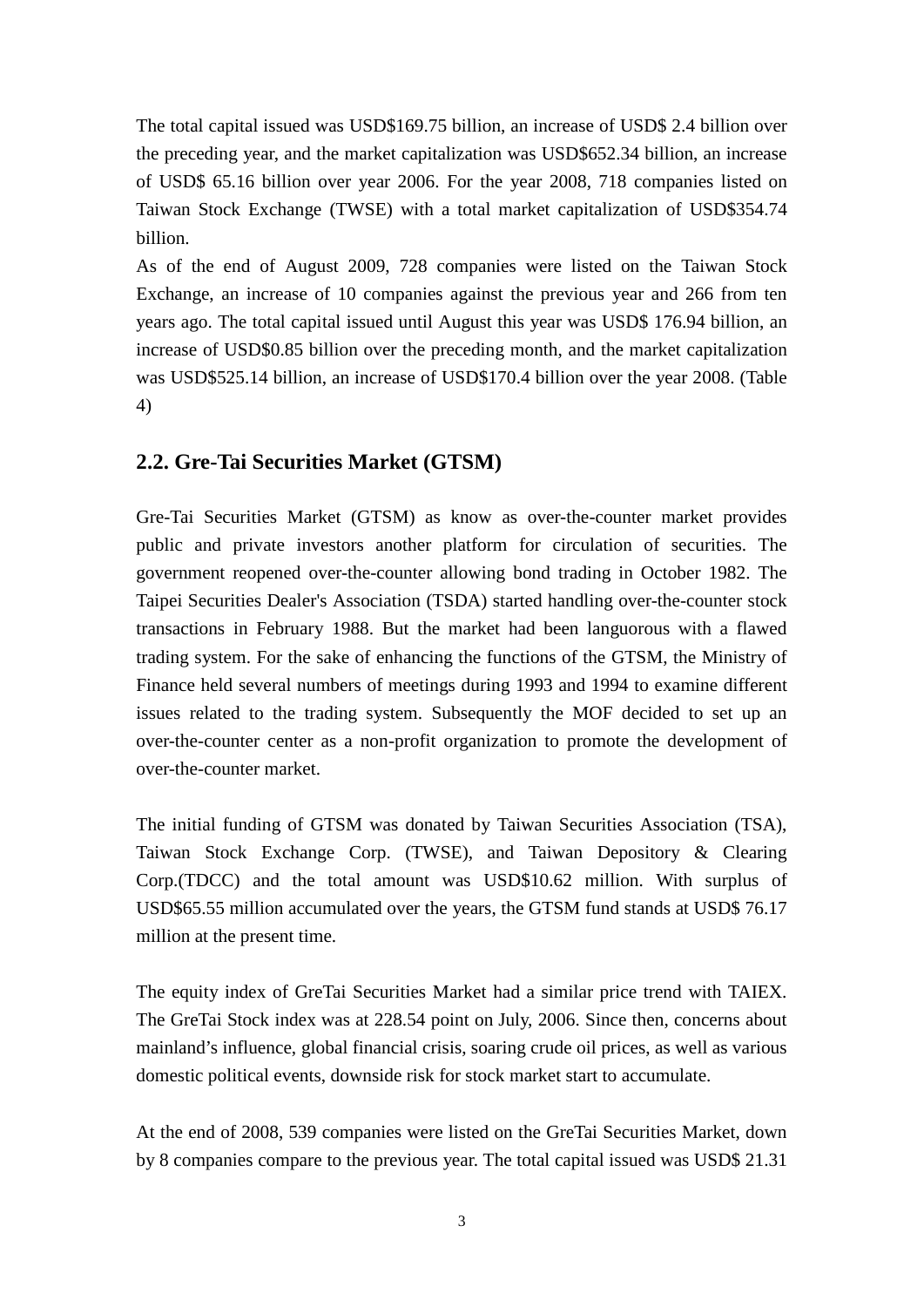The total capital issued was USD$169.75 billion, an increase of USD$ 2.4 billion over the preceding year, and the market capitalization was USD$652.34 billion, an increase of USD$ 65.16 billion over year 2006. For the year 2008, 718 companies listed on Taiwan Stock Exchange (TWSE) with a total market capitalization of USD$354.74 billion.
As of the end of August 2009, 728 companies were listed on the Taiwan Stock Exchange, an increase of 10 companies against the previous year and 266 from ten years ago. The total capital issued until August this year was USD$ 176.94 billion, an increase of USD$0.85 billion over the preceding month, and the market capitalization was USD$525.14 billion, an increase of USD$170.4 billion over the year 2008. (Table 4)

## 2.2. Gre-Tai Securities Market (GTSM)

Gre-Tai Securities Market (GTSM) as know as over-the-counter market provides public and private investors another platform for circulation of securities. The government reopened over-the-counter allowing bond trading in October 1982. The Taipei Securities Dealer's Association (TSDA) started handling over-the-counter stock transactions in February 1988. But the market had been languorous with a flawed trading system. For the sake of enhancing the functions of the GTSM, the Ministry of Finance held several numbers of meetings during 1993 and 1994 to examine different issues related to the trading system. Subsequently the MOF decided to set up an over-the-counter center as a non-profit organization to promote the development of over-the-counter market.

The initial funding of GTSM was donated by Taiwan Securities Association (TSA), Taiwan Stock Exchange Corp. (TWSE), and Taiwan Depository & Clearing Corp.(TDCC) and the total amount was USD$10.62 million. With surplus of USD$65.55 million accumulated over the years, the GTSM fund stands at USD$ 76.17 million at the present time.

The equity index of GreTai Securities Market had a similar price trend with TAIEX. The GreTai Stock index was at 228.54 point on July, 2006. Since then, concerns about mainland's influence, global financial crisis, soaring crude oil prices, as well as various domestic political events, downside risk for stock market start to accumulate.

At the end of 2008, 539 companies were listed on the GreTai Securities Market, down by 8 companies compare to the previous year. The total capital issued was USD$ 21.31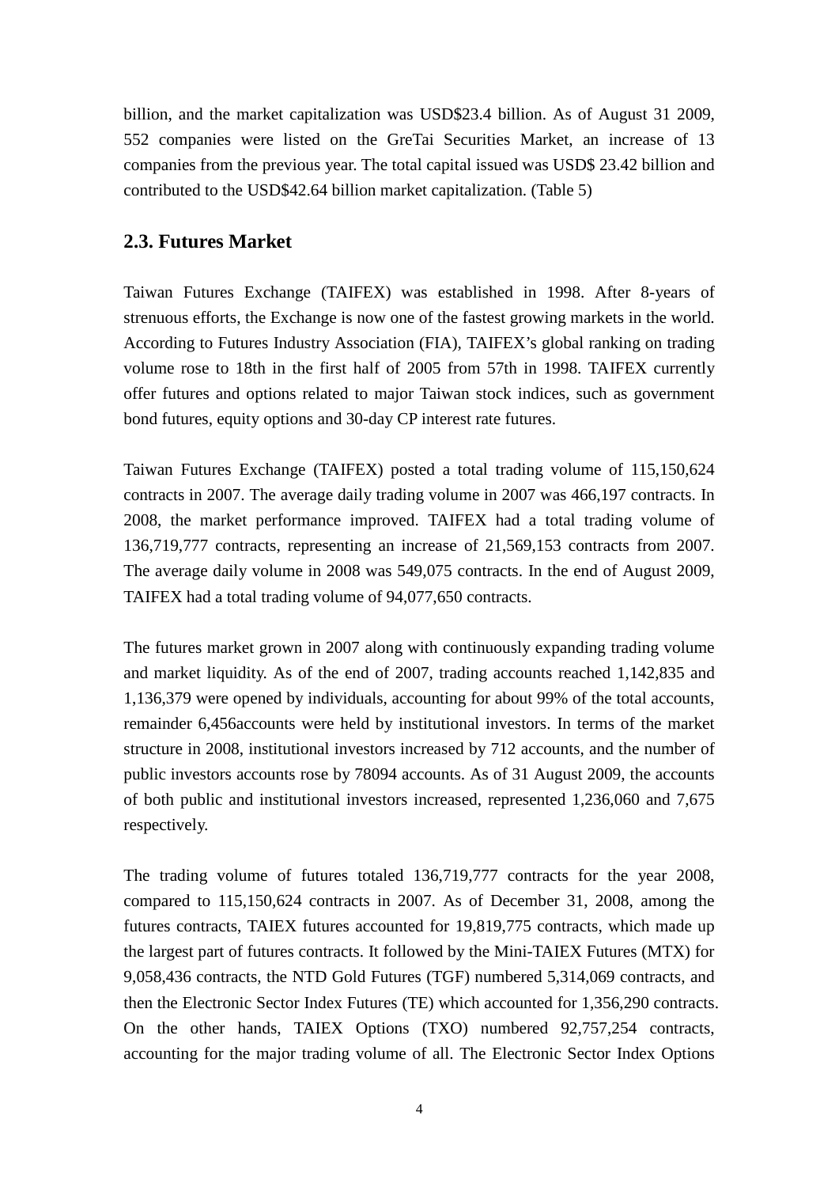billion, and the market capitalization was USD$23.4 billion. As of August 31 2009, 552 companies were listed on the GreTai Securities Market, an increase of 13 companies from the previous year. The total capital issued was USD$ 23.42 billion and contributed to the USD$42.64 billion market capitalization. (Table 5)

## 2.3. Futures Market

Taiwan Futures Exchange (TAIFEX) was established in 1998. After 8-years of strenuous efforts, the Exchange is now one of the fastest growing markets in the world. According to Futures Industry Association (FIA), TAIFEX's global ranking on trading volume rose to 18th in the first half of 2005 from 57th in 1998. TAIFEX currently offer futures and options related to major Taiwan stock indices, such as government bond futures, equity options and 30-day CP interest rate futures.

Taiwan Futures Exchange (TAIFEX) posted a total trading volume of 115,150,624 contracts in 2007. The average daily trading volume in 2007 was 466,197 contracts. In 2008, the market performance improved. TAIFEX had a total trading volume of 136,719,777 contracts, representing an increase of 21,569,153 contracts from 2007. The average daily volume in 2008 was 549,075 contracts. In the end of August 2009, TAIFEX had a total trading volume of 94,077,650 contracts.

The futures market grown in 2007 along with continuously expanding trading volume and market liquidity. As of the end of 2007, trading accounts reached 1,142,835 and 1,136,379 were opened by individuals, accounting for about 99% of the total accounts, remainder 6,456accounts were held by institutional investors. In terms of the market structure in 2008, institutional investors increased by 712 accounts, and the number of public investors accounts rose by 78094 accounts. As of 31 August 2009, the accounts of both public and institutional investors increased, represented 1,236,060 and 7,675 respectively.

The trading volume of futures totaled 136,719,777 contracts for the year 2008, compared to 115,150,624 contracts in 2007. As of December 31, 2008, among the futures contracts, TAIEX futures accounted for 19,819,775 contracts, which made up the largest part of futures contracts. It followed by the Mini-TAIEX Futures (MTX) for 9,058,436 contracts, the NTD Gold Futures (TGF) numbered 5,314,069 contracts, and then the Electronic Sector Index Futures (TE) which accounted for 1,356,290 contracts. On the other hands, TAIEX Options (TXO) numbered 92,757,254 contracts, accounting for the major trading volume of all. The Electronic Sector Index Options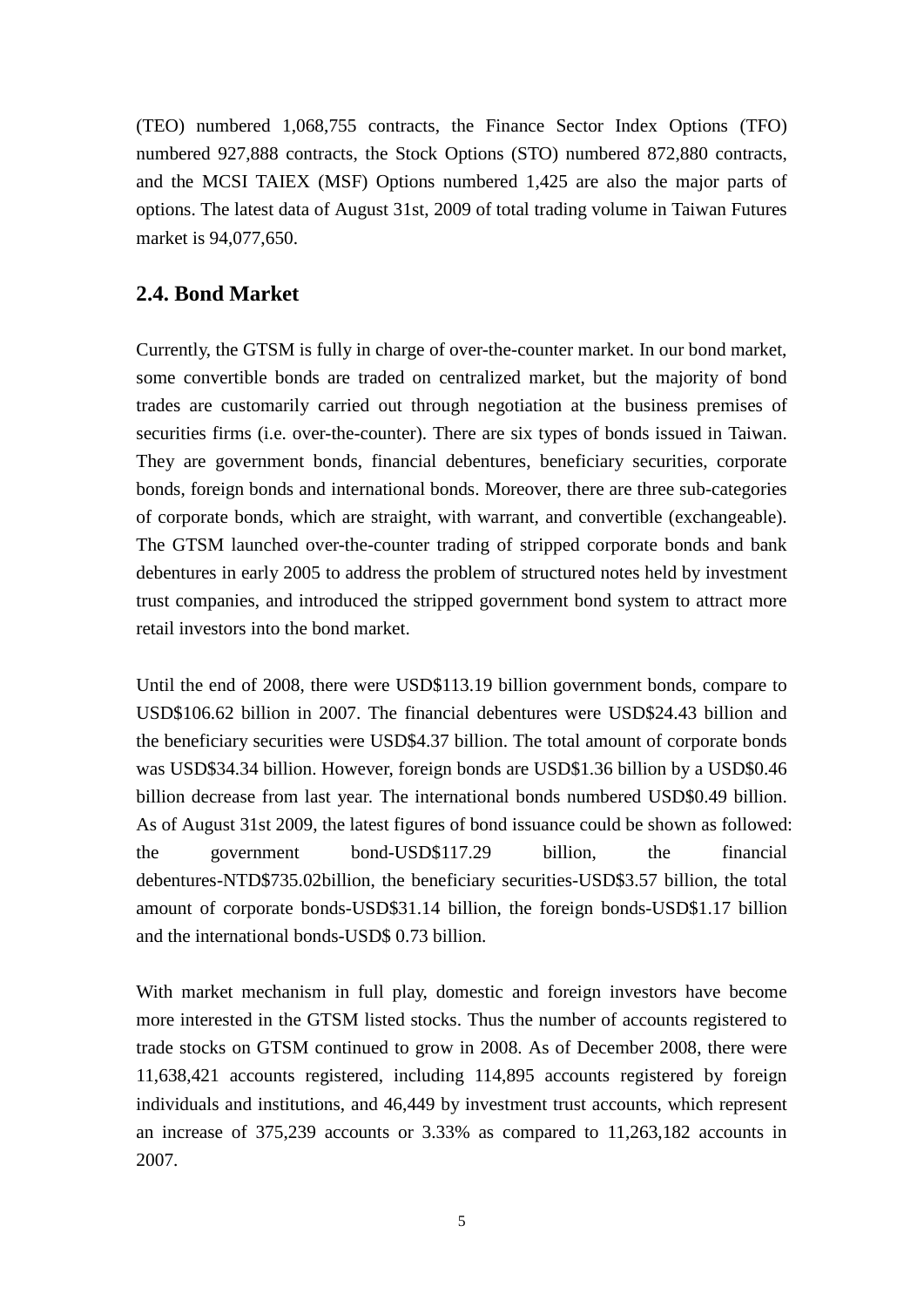(TEO) numbered 1,068,755 contracts, the Finance Sector Index Options (TFO) numbered 927,888 contracts, the Stock Options (STO) numbered 872,880 contracts, and the MCSI TAIEX (MSF) Options numbered 1,425 are also the major parts of options. The latest data of August 31st, 2009 of total trading volume in Taiwan Futures market is 94,077,650.

## 2.4. Bond Market

Currently, the GTSM is fully in charge of over-the-counter market. In our bond market, some convertible bonds are traded on centralized market, but the majority of bond trades are customarily carried out through negotiation at the business premises of securities firms (i.e. over-the-counter). There are six types of bonds issued in Taiwan. They are government bonds, financial debentures, beneficiary securities, corporate bonds, foreign bonds and international bonds. Moreover, there are three sub-categories of corporate bonds, which are straight, with warrant, and convertible (exchangeable). The GTSM launched over-the-counter trading of stripped corporate bonds and bank debentures in early 2005 to address the problem of structured notes held by investment trust companies, and introduced the stripped government bond system to attract more retail investors into the bond market.

Until the end of 2008, there were USD$113.19 billion government bonds, compare to USD$106.62 billion in 2007. The financial debentures were USD$24.43 billion and the beneficiary securities were USD$4.37 billion. The total amount of corporate bonds was USD$34.34 billion. However, foreign bonds are USD$1.36 billion by a USD$0.46 billion decrease from last year. The international bonds numbered USD$0.49 billion. As of August 31st 2009, the latest figures of bond issuance could be shown as followed: the government bond-USD$117.29 billion, the financial debentures-NTD$735.02billion, the beneficiary securities-USD$3.57 billion, the total amount of corporate bonds-USD$31.14 billion, the foreign bonds-USD$1.17 billion and the international bonds-USD$ 0.73 billion.

With market mechanism in full play, domestic and foreign investors have become more interested in the GTSM listed stocks. Thus the number of accounts registered to trade stocks on GTSM continued to grow in 2008. As of December 2008, there were 11,638,421 accounts registered, including 114,895 accounts registered by foreign individuals and institutions, and 46,449 by investment trust accounts, which represent an increase of 375,239 accounts or 3.33% as compared to 11,263,182 accounts in 2007.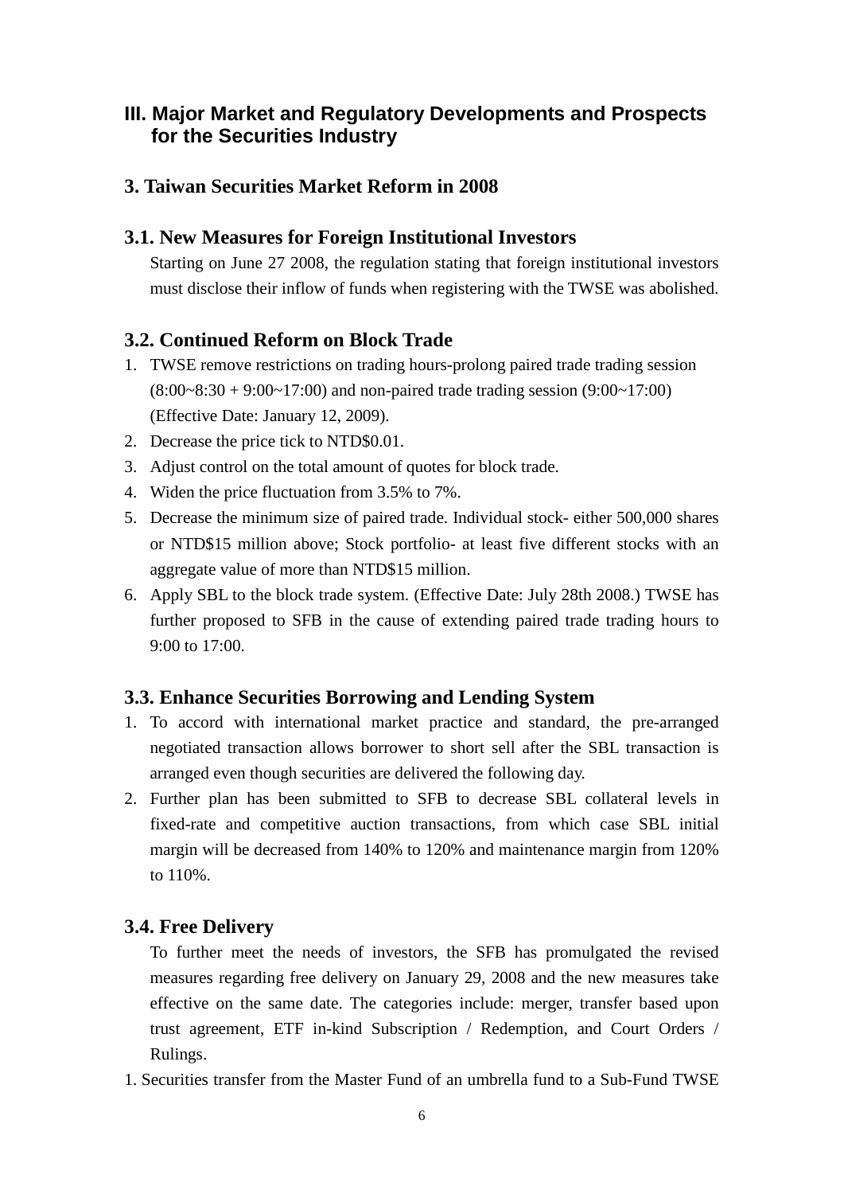## III. Major Market and Regulatory Developments and Prospects for the Securities Industry

### 3. Taiwan Securities Market Reform in 2008

#### 3.1. New Measures for Foreign Institutional Investors

Starting on June 27 2008, the regulation stating that foreign institutional investors must disclose their inflow of funds when registering with the TWSE was abolished.

#### 3.2. Continued Reform on Block Trade

1. TWSE remove restrictions on trading hours-prolong paired trade trading session (8:00~8:30 + 9:00~17:00) and non-paired trade trading session (9:00~17:00) (Effective Date: January 12, 2009).
2. Decrease the price tick to NTD$0.01.
3. Adjust control on the total amount of quotes for block trade.
4. Widen the price fluctuation from 3.5% to 7%.
5. Decrease the minimum size of paired trade. Individual stock- either 500,000 shares or NTD$15 million above; Stock portfolio- at least five different stocks with an aggregate value of more than NTD$15 million.
6. Apply SBL to the block trade system. (Effective Date: July 28th 2008.) TWSE has further proposed to SFB in the cause of extending paired trade trading hours to 9:00 to 17:00.

#### 3.3. Enhance Securities Borrowing and Lending System

1. To accord with international market practice and standard, the pre-arranged negotiated transaction allows borrower to short sell after the SBL transaction is arranged even though securities are delivered the following day.
2. Further plan has been submitted to SFB to decrease SBL collateral levels in fixed-rate and competitive auction transactions, from which case SBL initial margin will be decreased from 140% to 120% and maintenance margin from 120% to 110%.

#### 3.4. Free Delivery

To further meet the needs of investors, the SFB has promulgated the revised measures regarding free delivery on January 29, 2008 and the new measures take effective on the same date. The categories include: merger, transfer based upon trust agreement, ETF in-kind Subscription / Redemption, and Court Orders / Rulings.

1. Securities transfer from the Master Fund of an umbrella fund to a Sub-Fund TWSE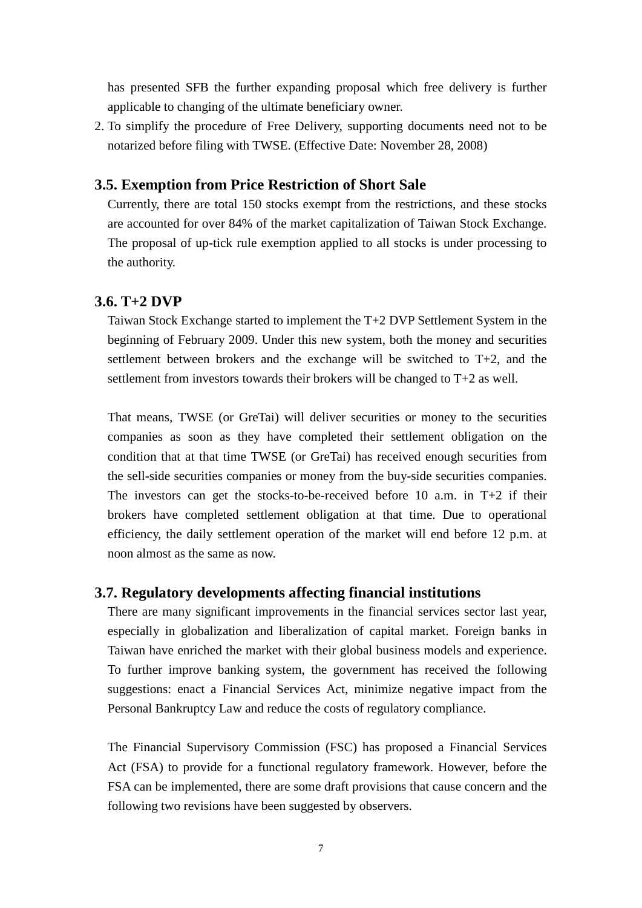has presented SFB the further expanding proposal which free delivery is further applicable to changing of the ultimate beneficiary owner.

2. To simplify the procedure of Free Delivery, supporting documents need not to be notarized before filing with TWSE. (Effective Date: November 28, 2008)

### 3.5. Exemption from Price Restriction of Short Sale

Currently, there are total 150 stocks exempt from the restrictions, and these stocks are accounted for over 84% of the market capitalization of Taiwan Stock Exchange. The proposal of up-tick rule exemption applied to all stocks is under processing to the authority.

### 3.6. T+2 DVP

Taiwan Stock Exchange started to implement the T+2 DVP Settlement System in the beginning of February 2009. Under this new system, both the money and securities settlement between brokers and the exchange will be switched to T+2, and the settlement from investors towards their brokers will be changed to T+2 as well.

That means, TWSE (or GreTai) will deliver securities or money to the securities companies as soon as they have completed their settlement obligation on the condition that at that time TWSE (or GreTai) has received enough securities from the sell-side securities companies or money from the buy-side securities companies. The investors can get the stocks-to-be-received before 10 a.m. in T+2 if their brokers have completed settlement obligation at that time. Due to operational efficiency, the daily settlement operation of the market will end before 12 p.m. at noon almost as the same as now.

### 3.7. Regulatory developments affecting financial institutions

There are many significant improvements in the financial services sector last year, especially in globalization and liberalization of capital market. Foreign banks in Taiwan have enriched the market with their global business models and experience. To further improve banking system, the government has received the following suggestions: enact a Financial Services Act, minimize negative impact from the Personal Bankruptcy Law and reduce the costs of regulatory compliance.

The Financial Supervisory Commission (FSC) has proposed a Financial Services Act (FSA) to provide for a functional regulatory framework. However, before the FSA can be implemented, there are some draft provisions that cause concern and the following two revisions have been suggested by observers.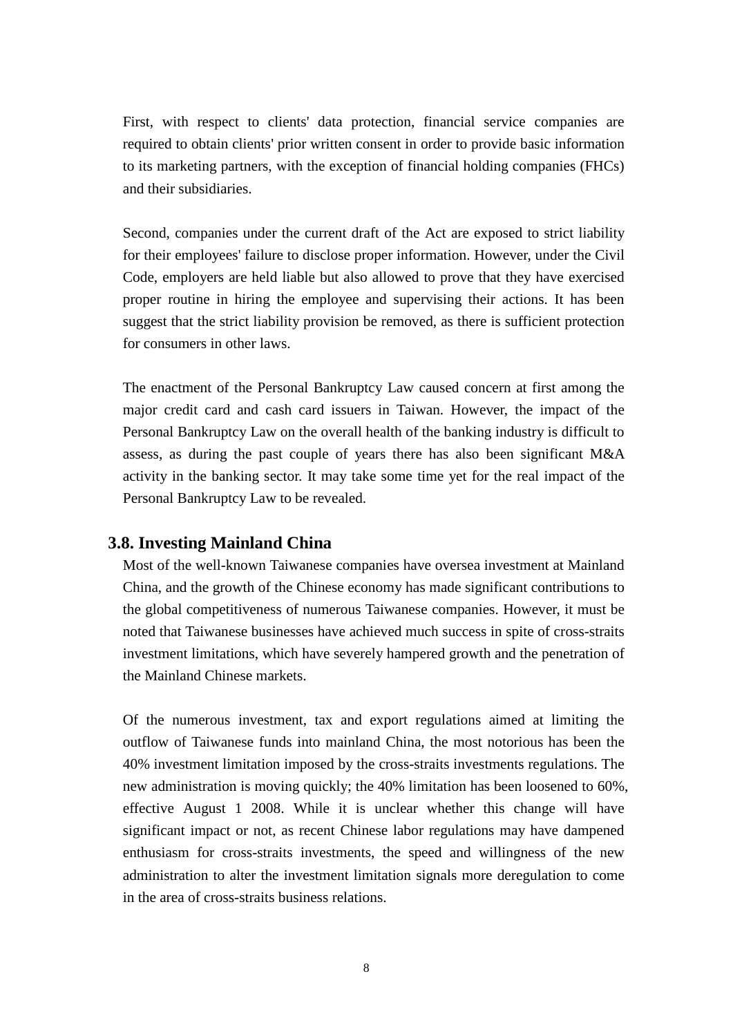First, with respect to clients' data protection, financial service companies are required to obtain clients' prior written consent in order to provide basic information to its marketing partners, with the exception of financial holding companies (FHCs) and their subsidiaries.

Second, companies under the current draft of the Act are exposed to strict liability for their employees' failure to disclose proper information. However, under the Civil Code, employers are held liable but also allowed to prove that they have exercised proper routine in hiring the employee and supervising their actions. It has been suggest that the strict liability provision be removed, as there is sufficient protection for consumers in other laws.

The enactment of the Personal Bankruptcy Law caused concern at first among the major credit card and cash card issuers in Taiwan. However, the impact of the Personal Bankruptcy Law on the overall health of the banking industry is difficult to assess, as during the past couple of years there has also been significant M&A activity in the banking sector. It may take some time yet for the real impact of the Personal Bankruptcy Law to be revealed.

## 3.8. Investing Mainland China

Most of the well-known Taiwanese companies have oversea investment at Mainland China, and the growth of the Chinese economy has made significant contributions to the global competitiveness of numerous Taiwanese companies. However, it must be noted that Taiwanese businesses have achieved much success in spite of cross-straits investment limitations, which have severely hampered growth and the penetration of the Mainland Chinese markets.

Of the numerous investment, tax and export regulations aimed at limiting the outflow of Taiwanese funds into mainland China, the most notorious has been the 40% investment limitation imposed by the cross-straits investments regulations. The new administration is moving quickly; the 40% limitation has been loosened to 60%, effective August 1 2008. While it is unclear whether this change will have significant impact or not, as recent Chinese labor regulations may have dampened enthusiasm for cross-straits investments, the speed and willingness of the new administration to alter the investment limitation signals more deregulation to come in the area of cross-straits business relations.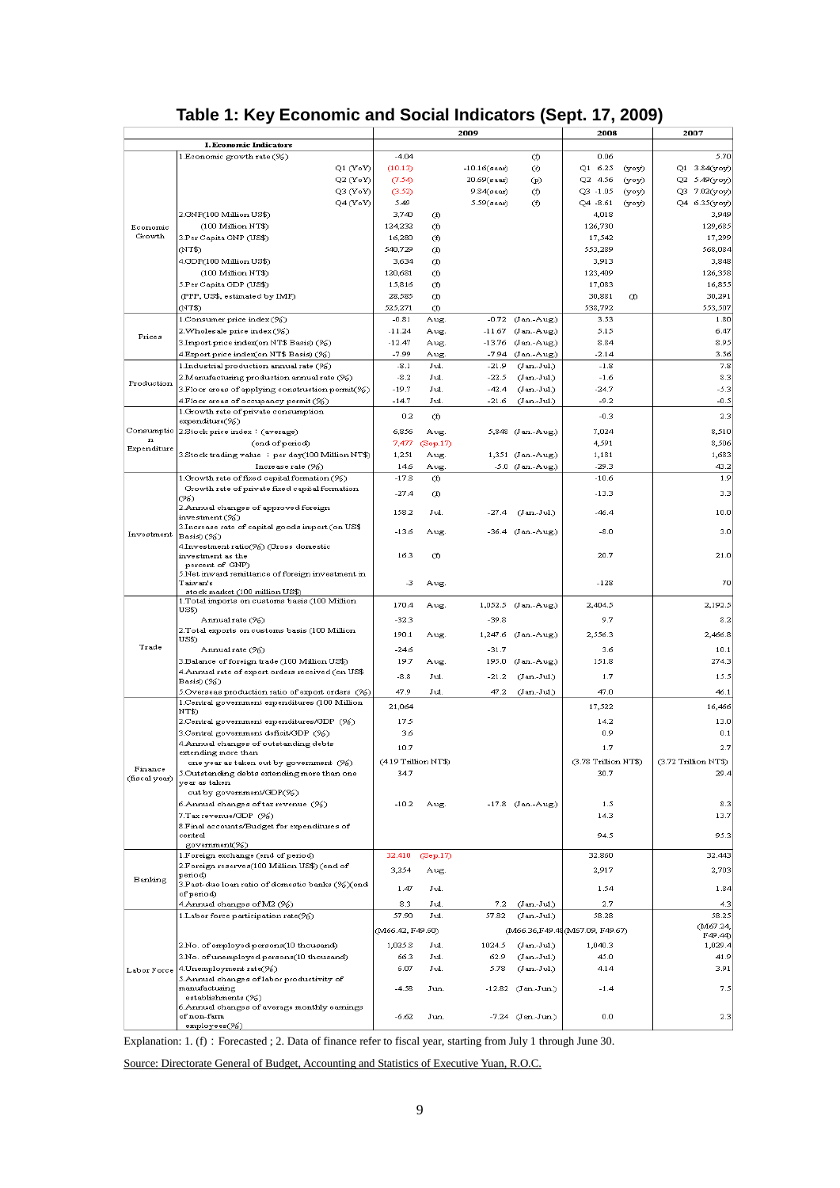# Table 1: Key Economic and Social Indicators (Sept. 17, 2009)

| | | 2009 | | | | 2008 | 2007 |
|---|---|---|---|---|---|---|---|
| **I. Economic Indicators** | | | | | | | |
| Economic Growth | 1.Economic growth rate (%) | -4.04 | | | (f) | 0.06 | 5.70 |
| | Q1 (YoY) | (10.13) | | -10.16(saar) | (f) | Q1 6.25 (yoy) | Q1 3.84(yoy) |
| | Q2 (YoY) | (7.54) | | 20.69(saar) | (p) | Q2 4.56 (yoy) | Q2 5.49(yoy) |
| | Q3 (YoY) | (3.52) | | 9.84(saar) | (f) | Q3 -1.05 (yoy) | Q3 7.02(yoy) |
| | Q4 (YoY) | 5.49 | | 5.59(saar) | (f) | Q4 -8.61 (yoy) | Q4 6.35(yoy) |
| | 2.GNP(100 Million US$) | 3,740 | (f) | | | 4,018 | 3,949 |
| | (100 Million NT$) | 124,232 | (f) | | | 126,730 | 129,685 |
| | 3.Per Capita GNP (US$) | 16,280 | (f) | | | 17,542 | 17,299 |
| | (NT$) | 540,729 | (f) | | | 553,289 | 568,084 |
| | 4.GDP(100 Million US$) | 3,634 | (f) | | | 3,913 | 3,848 |
| | (100 Million NT$) | 120,681 | (f) | | | 123,409 | 126,358 |
| | 5.Per Capita GDP (US$) | 15,816 | (f) | | | 17,083 | 16,855 |
| | (PPP, US$, estimated by IMF) | 28,585 | (f) | | | 30,881 (f) | 30,291 |
| | (NT$) | 525,271 | (f) | | | 538,792 | 553,507 |
| Prices | 1.Consumer price index (%) | -0.81 | Aug. | -0.72 | (Jan.-Aug) | 3.53 | 1.80 |
| | 2.Wholesale price index (%) | -11.24 | Aug. | -11.67 | (Jan.-Aug) | 5.15 | 6.47 |
| | 3.Import price index(on NT$ Basis) (%) | -12.47 | Aug. | -13.76 | (Jan.-Aug) | 8.84 | 8.95 |
| | 4.Export price index(on NT$ Basis) (%) | -7.99 | Aug. | -7.94 | (Jan.-Aug) | -2.14 | 3.56 |
| Production | 1.Industrial production annual rate (%) | -8.1 | Jul. | -21.9 | (Jan.-Jul.) | -1.8 | 7.8 |
| | 2.Manufacturing production annual rate (%) | -8.2 | Jul. | -22.5 | (Jan.-Jul.) | -1.6 | 8.3 |
| | 3.Floor areas of applying construction permit(%) | -19.7 | Jul. | -42.4 | (Jan.-Jul.) | -24.7 | -5.3 |
| | 4.Floor areas of occupancy permit (%) | -14.7 | Jul. | -21.6 | (Jan.-Jul.) | -9.2 | -0.5 |
| Consumption Expenditure | 1.Growth rate of private consumption expenditure(%) | 0.2 | (f) | | | -0.3 | 2.3 |
| | 2.Stock price index : (average) | 6,856 | Aug. | 5,848 | (Jan.-Aug.) | 7,024 | 8,510 |
| | (end of period) | 7,477 | (Sep.17) | | | 4,591 | 8,506 |
| | 3.Stock trading value : per day(100 Million NT$) | 1,251 | Aug. | 1,351 | (Jan.-Aug.) | 1,181 | 1,683 |
| | Increase rate (%) | 14.6 | Aug. | -5.0 | (Jan.-Aug.) | -29.3 | 43.2 |
| Investment | 1.Growth rate of fixed capital formation (%) | -17.8 | (f) | | | -10.6 | 1.9 |
| | Growth rate of private fixed capital formation (%) | -27.4 | (f) | | | -13.3 | 3.3 |
| | 2.Annual changes of approved foreign investment (%) | 158.2 | Jul. | -27.4 | (Jan.-Jul.) | -46.4 | 10.0 |
| | 3.Increase rate of capital goods import (on US$ Basis) (%) | -13.6 | Aug. | -36.4 | (Jan.-Aug.) | -8.0 | 3.0 |
| | 4.Investment ratio(%) (Gross domestic investment as the percent of GNP) | 16.3 | (f) | | | 20.7 | 21.0 |
| | 5.Net inward remittance of foreign investment in Taiwan's stock market (100 million US$) | -3 | Aug. | | | -128 | 70 |
| Trade | 1.Total imports on customs basis (100 Million US$) | 170.4 | Aug. | 1,052.5 | (Jan.-Aug.) | 2,404.5 | 2,192.5 |
| | Annual rate (%) | -32.3 | | -39.8 | | 9.7 | 8.2 |
| | 2.Total exports on customs basis (100 Million US$) | 190.1 | Aug. | 1,247.6 | (Jan.-Aug.) | 2,556.3 | 2,466.8 |
| | Annual rate (%) | -24.6 | | -31.7 | | 3.6 | 10.1 |
| | 3.Balance of foreign trade (100 Million US$) | 19.7 | Aug. | 195.0 | (Jan.-Aug.) | 151.8 | 274.3 |
| | 4.Annual rate of export orders received (on US$ Basis) (%) | -8.8 | Jul. | -21.2 | (Jan.-Jul.) | 1.7 | 15.5 |
| | 5.Overseas production ratio of export orders (%) | 47.9 | Jul. | 47.2 | (Jan.-Jul.) | 47.0 | 46.1 |
| Finance (fiscal year) | 1.Central government expenditures (100 Million NT$) | 21,064 | | | | 17,522 | 16,466 |
| | 2.Central government expenditures/GDP (%) | 17.5 | | | | 14.2 | 13.0 |
| | 3.Central government deficit/GDP (%) | 3.6 | | | | 0.9 | 0.1 |
| | 4.Annual changes of outstanding debts extending more than one year as taken out by government (%) | 10.7 | | | | 1.7 | 2.7 |
| | | (4.19 Trillion NT$) | | | | (3.78 Trillion NT$) | (3.72 Trillion NT$) |
| | 5.Outstanding debts extending more than one year as taken out by government/GDP(%) | 34.7 | | | | 30.7 | 29.4 |
| | 6.Annual changes of tax revenue (%) | -10.2 | Aug. | -17.8 | (Jan.-Aug.) | 1.5 | 8.3 |
| | 7.Tax revenue/GDP (%) | | | | | 14.3 | 13.7 |
| | 8.Final accounts/Budget for expenditures of central government(%) | | | | | 94.5 | 95.3 |
| Banking | 1.Foreign exchange (end of period) | 32.410 | (Sep.17) | | | 32.860 | 32.443 |
| | 2.Foreign reserves(100 Million US$) (end of period) | 3,254 | Aug. | | | 2,917 | 2,703 |
| | 3.Past-due loan ratio of domestic banks (%)(end of period) | 1.47 | Jul. | | | 1.54 | 1.84 |
| | 4.Annual changes of M2 (%) | 8.3 | Jul. | 7.2 | (Jan.-Jul.) | 2.7 | 4.3 |
| Labor Force | 1.Labor force participation rate(%) | 57.90 | Jul. | 57.82 | (Jan.-Jul.) | 58.28 | 58.25 |
| | | (M66.42, F49.60) | | (M66.36,F49.48) | | (M67.09, F49.67) | (M67.24, F49.44) |
| | 2.No. of employed persons(10 thousand) | 1,025.8 | Jul. | 1024.5 | (Jan.-Jul.) | 1,040.3 | 1,029.4 |
| | 3.No. of unemployed persons(10 thousand) | 66.3 | Jul. | 62.9 | (Jan.-Jul.) | 45.0 | 41.9 |
| | 4.Unemployment rate(%) | 6.07 | Jul. | 5.78 | (Jan.-Jul.) | 4.14 | 3.91 |
| | 5.Annual changes of labor productivity of manufacturing establishments (%) | -4.58 | Jun. | -12.82 | (Jan.-Jun.) | -1.4 | 7.5 |
| | 6.Annual changes of average monthly earnings of non-farm employees(%) | -6.62 | Jun. | -7.24 | (Jan.-Jun.) | 0.0 | 2.3 |

Explanation: 1. (f) : Forecasted ; 2. Data of finance refer to fiscal year, starting from July 1 through June 30.

Source: Directorate General of Budget, Accounting and Statistics of Executive Yuan, R.O.C.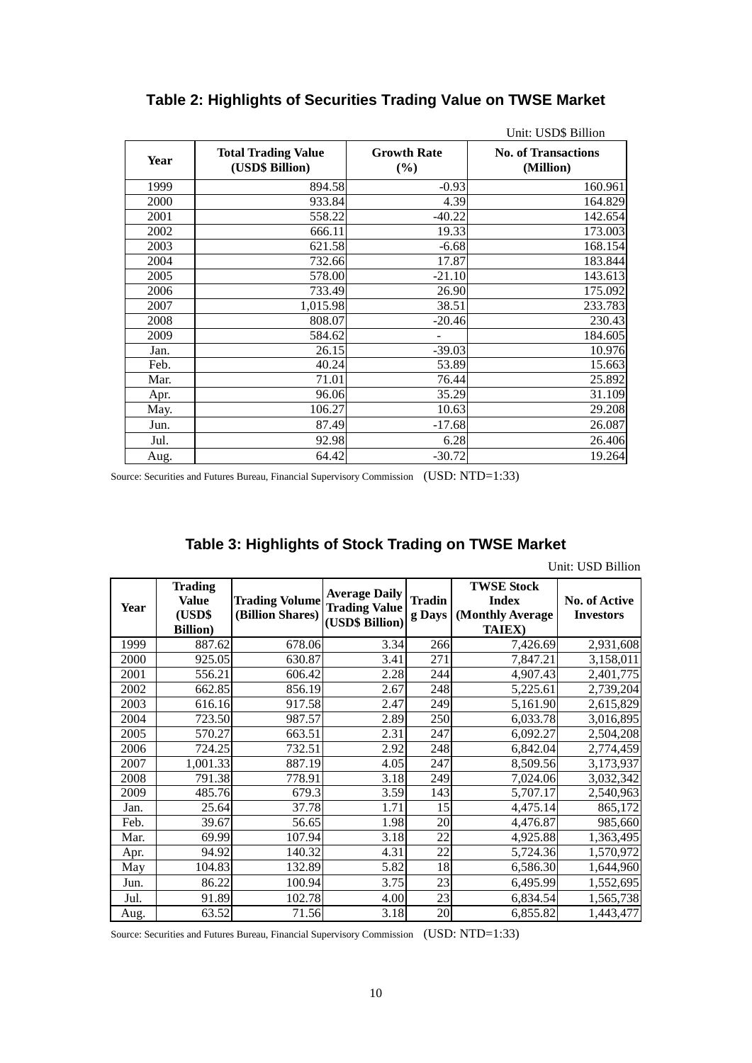## Table 2: Highlights of Securities Trading Value on TWSE Market

Unit: USD$ Billion

| Year | Total Trading Value (USD$ Billion) | Growth Rate (%) | No. of Transactions (Million) |
|---|---|---|---|
| 1999 | 894.58 | -0.93 | 160.961 |
| 2000 | 933.84 | 4.39 | 164.829 |
| 2001 | 558.22 | -40.22 | 142.654 |
| 2002 | 666.11 | 19.33 | 173.003 |
| 2003 | 621.58 | -6.68 | 168.154 |
| 2004 | 732.66 | 17.87 | 183.844 |
| 2005 | 578.00 | -21.10 | 143.613 |
| 2006 | 733.49 | 26.90 | 175.092 |
| 2007 | 1,015.98 | 38.51 | 233.783 |
| 2008 | 808.07 | -20.46 | 230.43 |
| 2009 | 584.62 | - | 184.605 |
| Jan. | 26.15 | -39.03 | 10.976 |
| Feb. | 40.24 | 53.89 | 15.663 |
| Mar. | 71.01 | 76.44 | 25.892 |
| Apr. | 96.06 | 35.29 | 31.109 |
| May. | 106.27 | 10.63 | 29.208 |
| Jun. | 87.49 | -17.68 | 26.087 |
| Jul. | 92.98 | 6.28 | 26.406 |
| Aug. | 64.42 | -30.72 | 19.264 |

Source: Securities and Futures Bureau, Financial Supervisory Commission (USD: NTD=1:33)

## Table 3: Highlights of Stock Trading on TWSE Market

Unit: USD Billion

| Year | Trading Value (USD$ Billion) | Trading Volume (Billion Shares) | Average Daily Trading Value (USD$ Billion) | Trading Days | TWSE Stock Index (Monthly Average TAIEX) | No. of Active Investors |
|---|---|---|---|---|---|---|
| 1999 | 887.62 | 678.06 | 3.34 | 266 | 7,426.69 | 2,931,608 |
| 2000 | 925.05 | 630.87 | 3.41 | 271 | 7,847.21 | 3,158,011 |
| 2001 | 556.21 | 606.42 | 2.28 | 244 | 4,907.43 | 2,401,775 |
| 2002 | 662.85 | 856.19 | 2.67 | 248 | 5,225.61 | 2,739,204 |
| 2003 | 616.16 | 917.58 | 2.47 | 249 | 5,161.90 | 2,615,829 |
| 2004 | 723.50 | 987.57 | 2.89 | 250 | 6,033.78 | 3,016,895 |
| 2005 | 570.27 | 663.51 | 2.31 | 247 | 6,092.27 | 2,504,208 |
| 2006 | 724.25 | 732.51 | 2.92 | 248 | 6,842.04 | 2,774,459 |
| 2007 | 1,001.33 | 887.19 | 4.05 | 247 | 8,509.56 | 3,173,937 |
| 2008 | 791.38 | 778.91 | 3.18 | 249 | 7,024.06 | 3,032,342 |
| 2009 | 485.76 | 679.3 | 3.59 | 143 | 5,707.17 | 2,540,963 |
| Jan. | 25.64 | 37.78 | 1.71 | 15 | 4,475.14 | 865,172 |
| Feb. | 39.67 | 56.65 | 1.98 | 20 | 4,476.87 | 985,660 |
| Mar. | 69.99 | 107.94 | 3.18 | 22 | 4,925.88 | 1,363,495 |
| Apr. | 94.92 | 140.32 | 4.31 | 22 | 5,724.36 | 1,570,972 |
| May | 104.83 | 132.89 | 5.82 | 18 | 6,586.30 | 1,644,960 |
| Jun. | 86.22 | 100.94 | 3.75 | 23 | 6,495.99 | 1,552,695 |
| Jul. | 91.89 | 102.78 | 4.00 | 23 | 6,834.54 | 1,565,738 |
| Aug. | 63.52 | 71.56 | 3.18 | 20 | 6,855.82 | 1,443,477 |

Source: Securities and Futures Bureau, Financial Supervisory Commission (USD: NTD=1:33)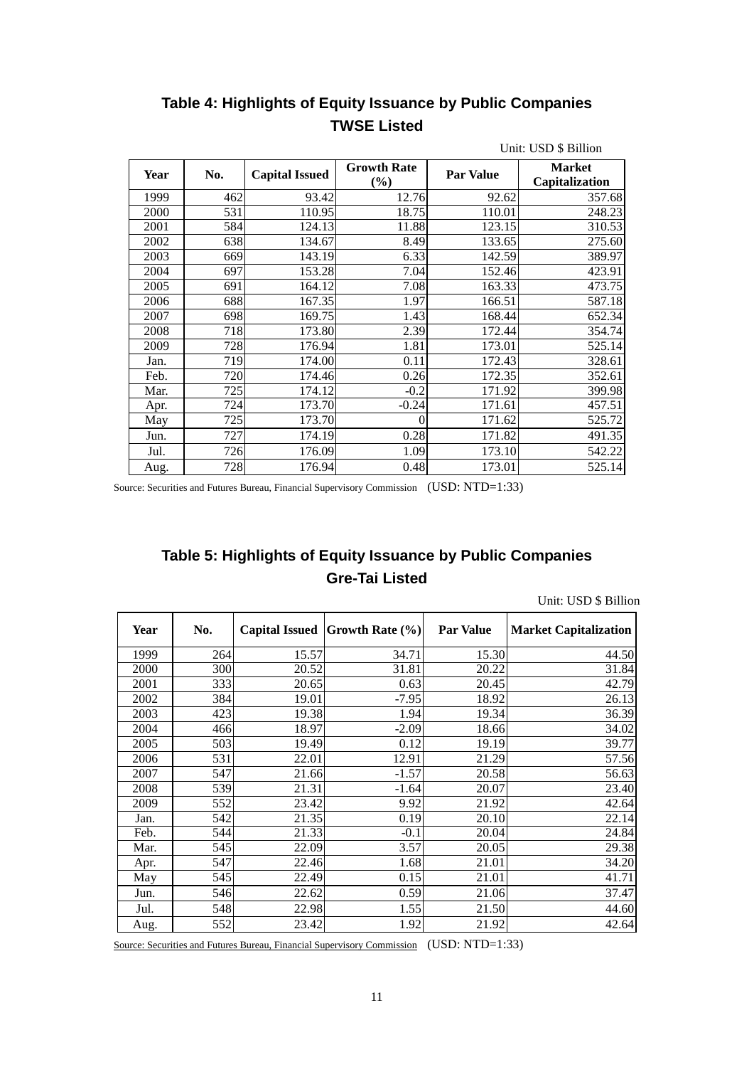## Table 4: Highlights of Equity Issuance by Public Companies
## TWSE Listed

Unit: USD $ Billion

| Year | No. | Capital Issued | Growth Rate (%) | Par Value | Market Capitalization |
|---|---|---|---|---|---|
| 1999 | 462 | 93.42 | 12.76 | 92.62 | 357.68 |
| 2000 | 531 | 110.95 | 18.75 | 110.01 | 248.23 |
| 2001 | 584 | 124.13 | 11.88 | 123.15 | 310.53 |
| 2002 | 638 | 134.67 | 8.49 | 133.65 | 275.60 |
| 2003 | 669 | 143.19 | 6.33 | 142.59 | 389.97 |
| 2004 | 697 | 153.28 | 7.04 | 152.46 | 423.91 |
| 2005 | 691 | 164.12 | 7.08 | 163.33 | 473.75 |
| 2006 | 688 | 167.35 | 1.97 | 166.51 | 587.18 |
| 2007 | 698 | 169.75 | 1.43 | 168.44 | 652.34 |
| 2008 | 718 | 173.80 | 2.39 | 172.44 | 354.74 |
| 2009 | 728 | 176.94 | 1.81 | 173.01 | 525.14 |
| Jan. | 719 | 174.00 | 0.11 | 172.43 | 328.61 |
| Feb. | 720 | 174.46 | 0.26 | 172.35 | 352.61 |
| Mar. | 725 | 174.12 | -0.2 | 171.92 | 399.98 |
| Apr. | 724 | 173.70 | -0.24 | 171.61 | 457.51 |
| May | 725 | 173.70 | 0 | 171.62 | 525.72 |
| Jun. | 727 | 174.19 | 0.28 | 171.82 | 491.35 |
| Jul. | 726 | 176.09 | 1.09 | 173.10 | 542.22 |
| Aug. | 728 | 176.94 | 0.48 | 173.01 | 525.14 |

Source: Securities and Futures Bureau, Financial Supervisory Commission (USD: NTD=1:33)

## Table 5: Highlights of Equity Issuance by Public Companies
## Gre-Tai Listed

Unit: USD $ Billion

| Year | No. | Capital Issued | Growth Rate (%) | Par Value | Market Capitalization |
|---|---|---|---|---|---|
| 1999 | 264 | 15.57 | 34.71 | 15.30 | 44.50 |
| 2000 | 300 | 20.52 | 31.81 | 20.22 | 31.84 |
| 2001 | 333 | 20.65 | 0.63 | 20.45 | 42.79 |
| 2002 | 384 | 19.01 | -7.95 | 18.92 | 26.13 |
| 2003 | 423 | 19.38 | 1.94 | 19.34 | 36.39 |
| 2004 | 466 | 18.97 | -2.09 | 18.66 | 34.02 |
| 2005 | 503 | 19.49 | 0.12 | 19.19 | 39.77 |
| 2006 | 531 | 22.01 | 12.91 | 21.29 | 57.56 |
| 2007 | 547 | 21.66 | -1.57 | 20.58 | 56.63 |
| 2008 | 539 | 21.31 | -1.64 | 20.07 | 23.40 |
| 2009 | 552 | 23.42 | 9.92 | 21.92 | 42.64 |
| Jan. | 542 | 21.35 | 0.19 | 20.10 | 22.14 |
| Feb. | 544 | 21.33 | -0.1 | 20.04 | 24.84 |
| Mar. | 545 | 22.09 | 3.57 | 20.05 | 29.38 |
| Apr. | 547 | 22.46 | 1.68 | 21.01 | 34.20 |
| May | 545 | 22.49 | 0.15 | 21.01 | 41.71 |
| Jun. | 546 | 22.62 | 0.59 | 21.06 | 37.47 |
| Jul. | 548 | 22.98 | 1.55 | 21.50 | 44.60 |
| Aug. | 552 | 23.42 | 1.92 | 21.92 | 42.64 |

Source: Securities and Futures Bureau, Financial Supervisory Commission (USD: NTD=1:33)